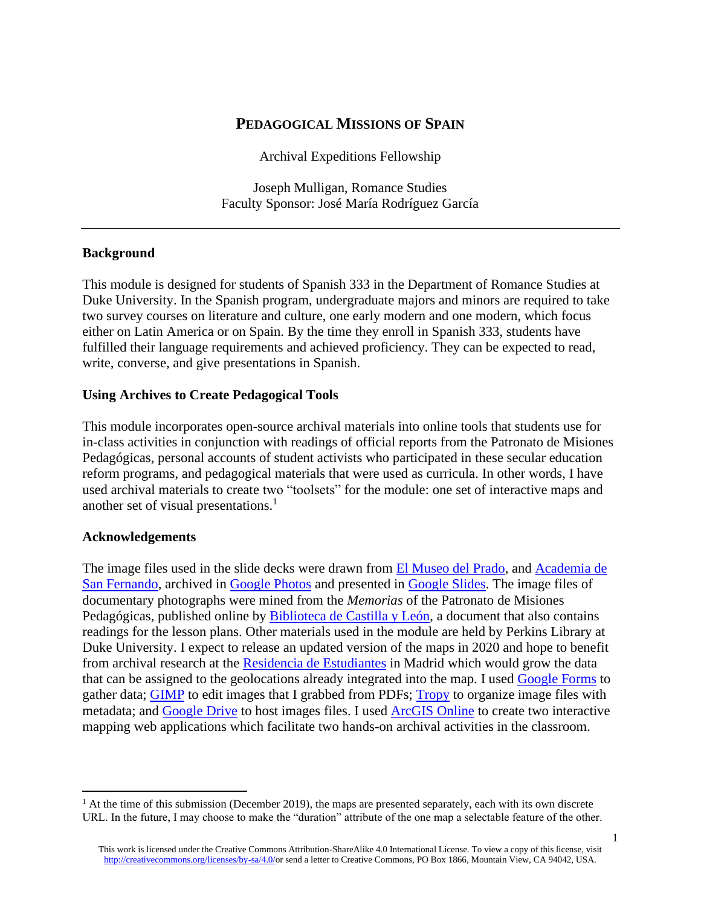# PEDAGOGICAL MISSIONS OF SPAIN

Archival Expeditions Fellowship

Joseph Mulligan, Romance Studies
Faculty Sponsor: José María Rodríguez García

---

## Background

This module is designed for students of Spanish 333 in the Department of Romance Studies at Duke University. In the Spanish program, undergraduate majors and minors are required to take two survey courses on literature and culture, one early modern and one modern, which focus either on Latin America or on Spain. By the time they enroll in Spanish 333, students have fulfilled their language requirements and achieved proficiency. They can be expected to read, write, converse, and give presentations in Spanish.

## Using Archives to Create Pedagogical Tools

This module incorporates open-source archival materials into online tools that students use for in-class activities in conjunction with readings of official reports from the Patronato de Misiones Pedagógicas, personal accounts of student activists who participated in these secular education reform programs, and pedagogical materials that were used as curricula. In other words, I have used archival materials to create two "toolsets" for the module: one set of interactive maps and another set of visual presentations.[1]

## Acknowledgements

The image files used in the slide decks were drawn from El Museo del Prado, and Academia de San Fernando, archived in Google Photos and presented in Google Slides. The image files of documentary photographs were mined from the *Memorias* of the Patronato de Misiones Pedagógicas, published online by Biblioteca de Castilla y León, a document that also contains readings for the lesson plans. Other materials used in the module are held by Perkins Library at Duke University. I expect to release an updated version of the maps in 2020 and hope to benefit from archival research at the Residencia de Estudiantes in Madrid which would grow the data that can be assigned to the geolocations already integrated into the map. I used Google Forms to gather data; GIMP to edit images that I grabbed from PDFs; Tropy to organize image files with metadata; and Google Drive to host images files. I used ArcGIS Online to create two interactive mapping web applications which facilitate two hands-on archival activities in the classroom.

---

[1] At the time of this submission (December 2019), the maps are presented separately, each with its own discrete URL. In the future, I may choose to make the "duration" attribute of the one map a selectable feature of the other.

This work is licensed under the Creative Commons Attribution-ShareAlike 4.0 International License. To view a copy of this license, visit http://creativecommons.org/licenses/by-sa/4.0/or send a letter to Creative Commons, PO Box 1866, Mountain View, CA 94042, USA.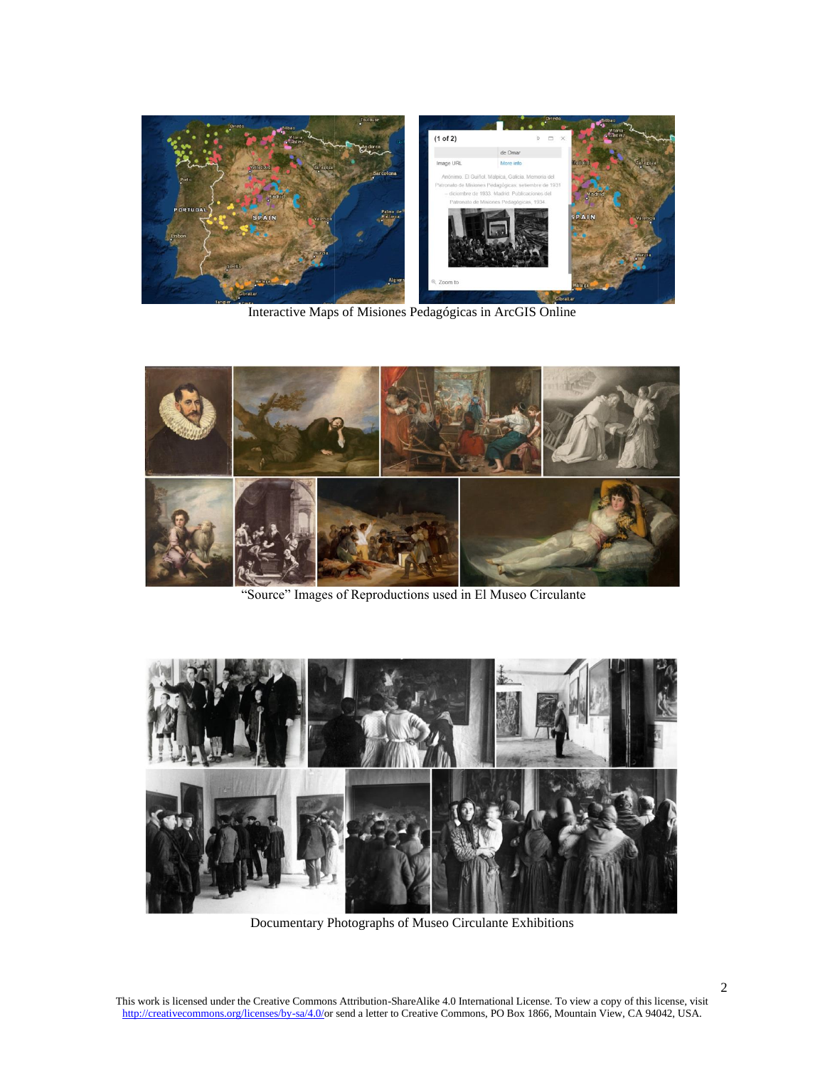Interactive Maps of Misiones Pedagógicas in ArcGIS Online

"Source" Images of Reproductions used in El Museo Circulante

Documentary Photographs of Museo Circulante Exhibitions

This work is licensed under the Creative Commons Attribution-ShareAlike 4.0 International License. To view a copy of this license, visit http://creativecommons.org/licenses/by-sa/4.0/or send a letter to Creative Commons, PO Box 1866, Mountain View, CA 94042, USA.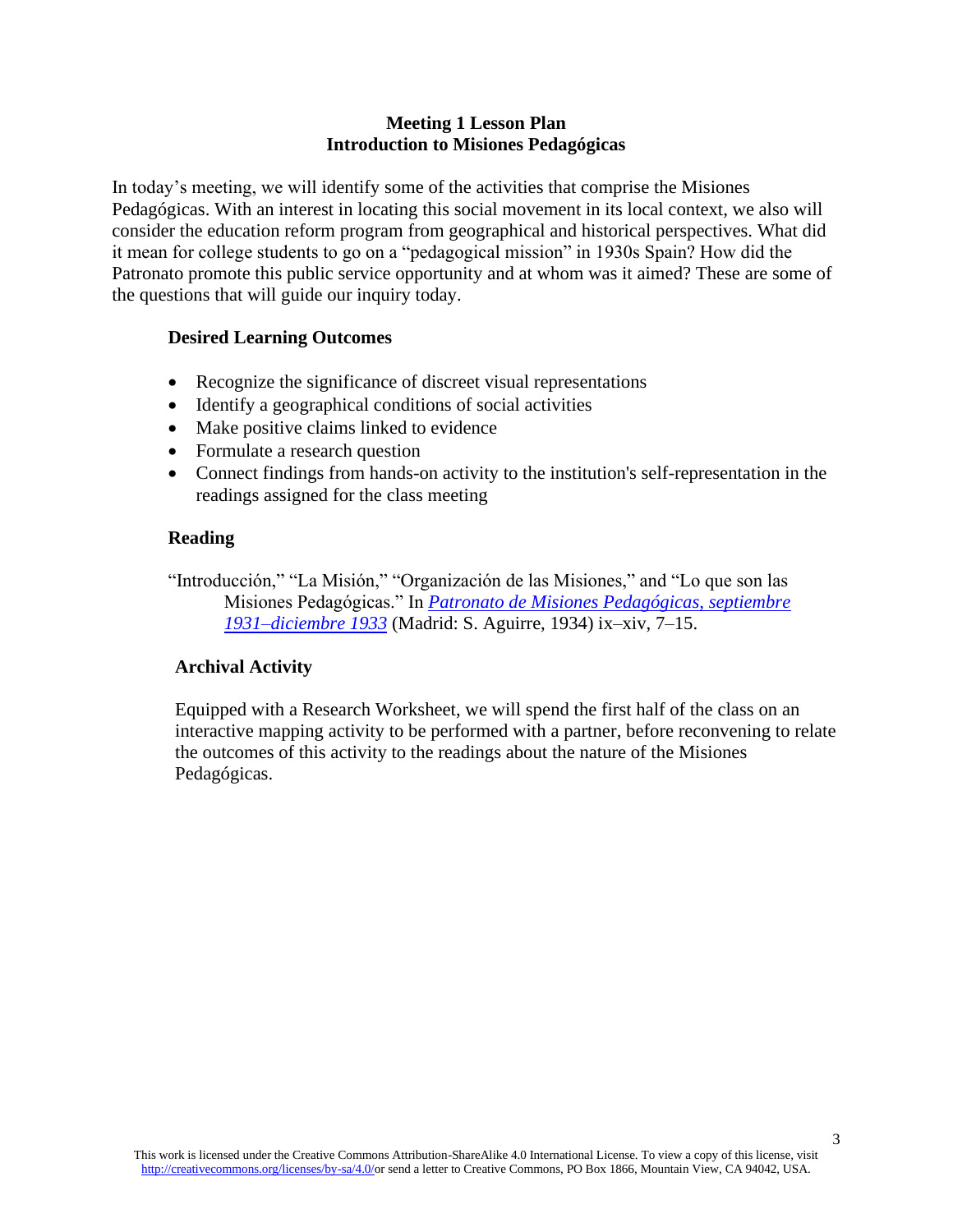# Meeting 1 Lesson Plan
# Introduction to Misiones Pedagógicas

In today's meeting, we will identify some of the activities that comprise the Misiones Pedagógicas. With an interest in locating this social movement in its local context, we also will consider the education reform program from geographical and historical perspectives. What did it mean for college students to go on a "pedagogical mission" in 1930s Spain? How did the Patronato promote this public service opportunity and at whom was it aimed? These are some of the questions that will guide our inquiry today.

## Desired Learning Outcomes

- Recognize the significance of discreet visual representations
- Identify a geographical conditions of social activities
- Make positive claims linked to evidence
- Formulate a research question
- Connect findings from hands-on activity to the institution's self-representation in the readings assigned for the class meeting

## Reading

"Introducción," "La Misión," "Organización de las Misiones," and "Lo que son las Misiones Pedagógicas." In *Patronato de Misiones Pedagógicas, septiembre 1931–diciembre 1933* (Madrid: S. Aguirre, 1934) ix–xiv, 7–15.

## Archival Activity

Equipped with a Research Worksheet, we will spend the first half of the class on an interactive mapping activity to be performed with a partner, before reconvening to relate the outcomes of this activity to the readings about the nature of the Misiones Pedagógicas.

This work is licensed under the Creative Commons Attribution-ShareAlike 4.0 International License. To view a copy of this license, visit http://creativecommons.org/licenses/by-sa/4.0/or send a letter to Creative Commons, PO Box 1866, Mountain View, CA 94042, USA.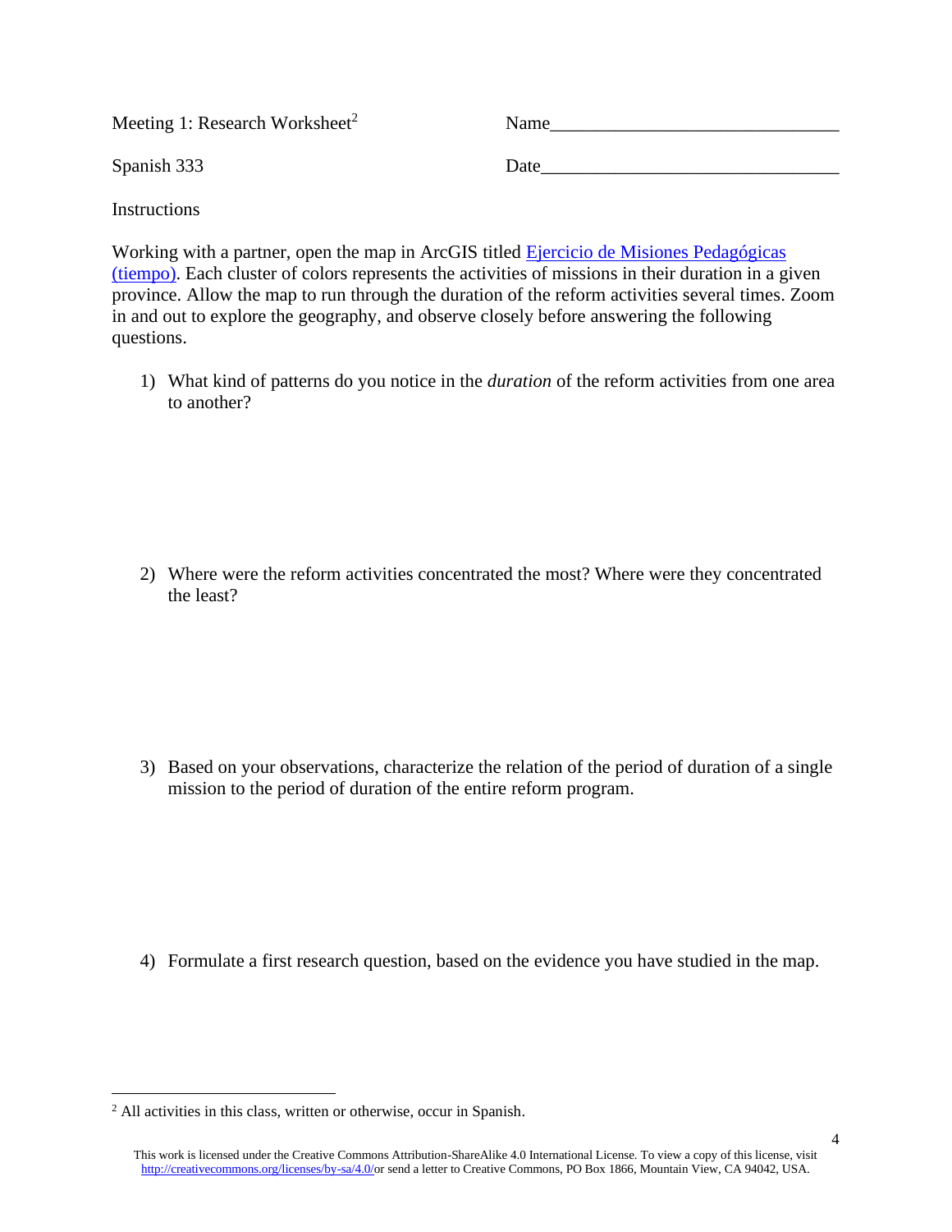Meeting 1: Research Worksheet[2]

Name_______________________________

Spanish 333

Date________________________________

Instructions

Working with a partner, open the map in ArcGIS titled [Ejercicio de Misiones Pedagógicas (tiempo)](). Each cluster of colors represents the activities of missions in their duration in a given province. Allow the map to run through the duration of the reform activities several times. Zoom in and out to explore the geography, and observe closely before answering the following questions.

1) What kind of patterns do you notice in the *duration* of the reform activities from one area to another?

2) Where were the reform activities concentrated the most? Where were they concentrated the least?

3) Based on your observations, characterize the relation of the period of duration of a single mission to the period of duration of the entire reform program.

4) Formulate a first research question, based on the evidence you have studied in the map.

---

[2] All activities in this class, written or otherwise, occur in Spanish.

This work is licensed under the Creative Commons Attribution-ShareAlike 4.0 International License. To view a copy of this license, visit http://creativecommons.org/licenses/by-sa/4.0/or send a letter to Creative Commons, PO Box 1866, Mountain View, CA 94042, USA.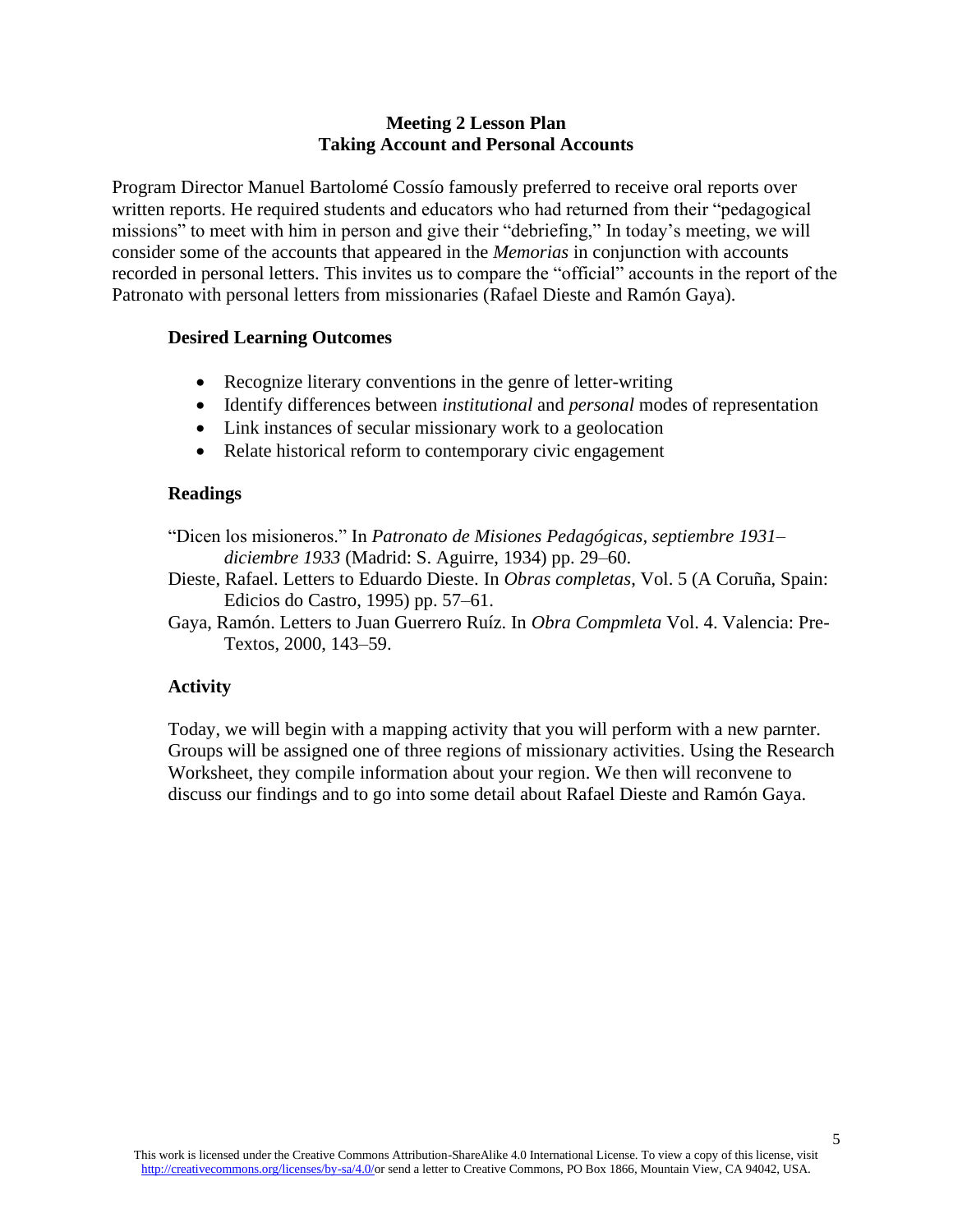**Meeting 2 Lesson Plan**
**Taking Account and Personal Accounts**

Program Director Manuel Bartolomé Cossío famously preferred to receive oral reports over written reports. He required students and educators who had returned from their "pedagogical missions" to meet with him in person and give their "debriefing," In today's meeting, we will consider some of the accounts that appeared in the *Memorias* in conjunction with accounts recorded in personal letters. This invites us to compare the "official" accounts in the report of the Patronato with personal letters from missionaries (Rafael Dieste and Ramón Gaya).

### Desired Learning Outcomes

- Recognize literary conventions in the genre of letter-writing
- Identify differences between *institutional* and *personal* modes of representation
- Link instances of secular missionary work to a geolocation
- Relate historical reform to contemporary civic engagement

### Readings

"Dicen los misioneros." In *Patronato de Misiones Pedagógicas, septiembre 1931–diciembre 1933* (Madrid: S. Aguirre, 1934) pp. 29–60.

Dieste, Rafael. Letters to Eduardo Dieste. In *Obras completas*, Vol. 5 (A Coruña, Spain: Edicios do Castro, 1995) pp. 57–61.

Gaya, Ramón. Letters to Juan Guerrero Ruíz. In *Obra Compmleta* Vol. 4. Valencia: Pre-Textos, 2000, 143–59.

### Activity

Today, we will begin with a mapping activity that you will perform with a new parnter. Groups will be assigned one of three regions of missionary activities. Using the Research Worksheet, they compile information about your region. We then will reconvene to discuss our findings and to go into some detail about Rafael Dieste and Ramón Gaya.

This work is licensed under the Creative Commons Attribution-ShareAlike 4.0 International License. To view a copy of this license, visit http://creativecommons.org/licenses/by-sa/4.0/or send a letter to Creative Commons, PO Box 1866, Mountain View, CA 94042, USA.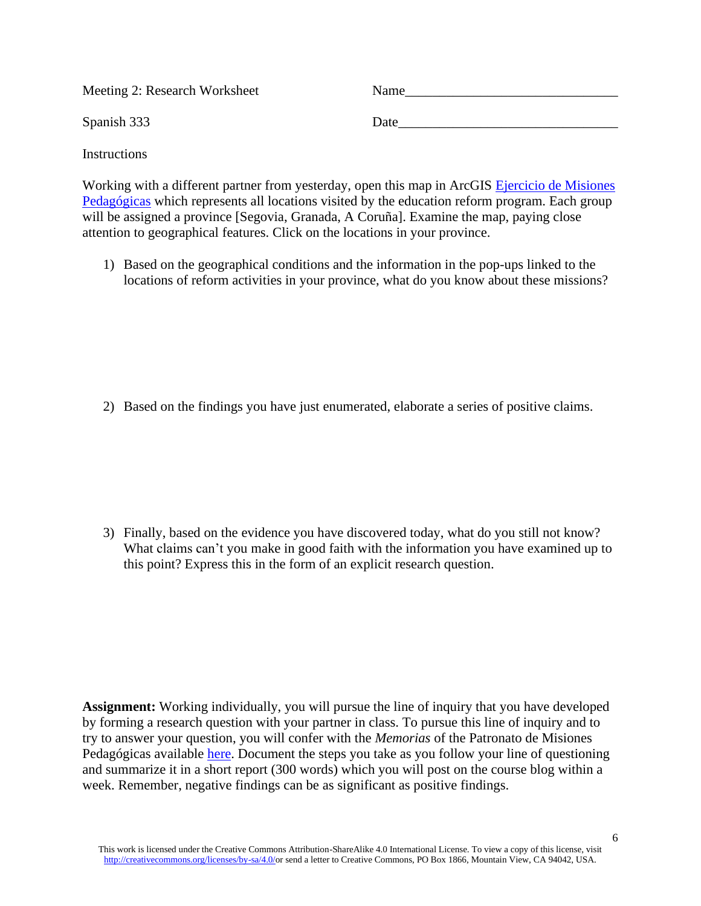Meeting 2: Research Worksheet

Name_______________________________

Spanish 333

Date________________________________

Instructions

Working with a different partner from yesterday, open this map in ArcGIS [Ejercicio de Misiones Pedagógicas] which represents all locations visited by the education reform program. Each group will be assigned a province [Segovia, Granada, A Coruña]. Examine the map, paying close attention to geographical features. Click on the locations in your province.

1) Based on the geographical conditions and the information in the pop-ups linked to the locations of reform activities in your province, what do you know about these missions?

2) Based on the findings you have just enumerated, elaborate a series of positive claims.

3) Finally, based on the evidence you have discovered today, what do you still not know? What claims can't you make in good faith with the information you have examined up to this point? Express this in the form of an explicit research question.

**Assignment:** Working individually, you will pursue the line of inquiry that you have developed by forming a research question with your partner in class. To pursue this line of inquiry and to try to answer your question, you will confer with the *Memorias* of the Patronato de Misiones Pedagógicas available here. Document the steps you take as you follow your line of questioning and summarize it in a short report (300 words) which you will post on the course blog within a week. Remember, negative findings can be as significant as positive findings.

This work is licensed under the Creative Commons Attribution-ShareAlike 4.0 International License. To view a copy of this license, visit http://creativecommons.org/licenses/by-sa/4.0/or send a letter to Creative Commons, PO Box 1866, Mountain View, CA 94042, USA.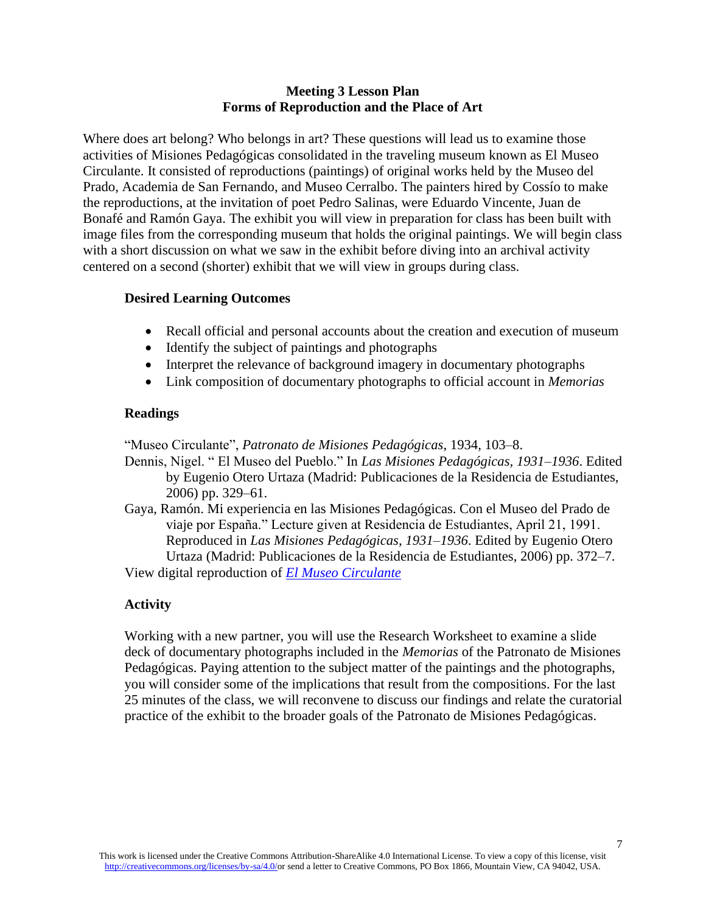## Meeting 3 Lesson Plan
## Forms of Reproduction and the Place of Art

Where does art belong? Who belongs in art? These questions will lead us to examine those activities of Misiones Pedagógicas consolidated in the traveling museum known as El Museo Circulante. It consisted of reproductions (paintings) of original works held by the Museo del Prado, Academia de San Fernando, and Museo Cerralbo. The painters hired by Cossío to make the reproductions, at the invitation of poet Pedro Salinas, were Eduardo Vincente, Juan de Bonafé and Ramón Gaya. The exhibit you will view in preparation for class has been built with image files from the corresponding museum that holds the original paintings. We will begin class with a short discussion on what we saw in the exhibit before diving into an archival activity centered on a second (shorter) exhibit that we will view in groups during class.

### Desired Learning Outcomes

- Recall official and personal accounts about the creation and execution of museum
- Identify the subject of paintings and photographs
- Interpret the relevance of background imagery in documentary photographs
- Link composition of documentary photographs to official account in *Memorias*

### Readings

"Museo Circulante", *Patronato de Misiones Pedagógicas*, 1934, 103–8.

Dennis, Nigel. " El Museo del Pueblo." In *Las Misiones Pedagógicas, 1931–1936*. Edited by Eugenio Otero Urtaza (Madrid: Publicaciones de la Residencia de Estudiantes, 2006) pp. 329–61.

Gaya, Ramón. Mi experiencia en las Misiones Pedagógicas. Con el Museo del Prado de viaje por España." Lecture given at Residencia de Estudiantes, April 21, 1991. Reproduced in *Las Misiones Pedagógicas, 1931–1936*. Edited by Eugenio Otero Urtaza (Madrid: Publicaciones de la Residencia de Estudiantes, 2006) pp. 372–7.

View digital reproduction of *El Museo Circulante*

### Activity

Working with a new partner, you will use the Research Worksheet to examine a slide deck of documentary photographs included in the *Memorias* of the Patronato de Misiones Pedagógicas. Paying attention to the subject matter of the paintings and the photographs, you will consider some of the implications that result from the compositions. For the last 25 minutes of the class, we will reconvene to discuss our findings and relate the curatorial practice of the exhibit to the broader goals of the Patronato de Misiones Pedagógicas.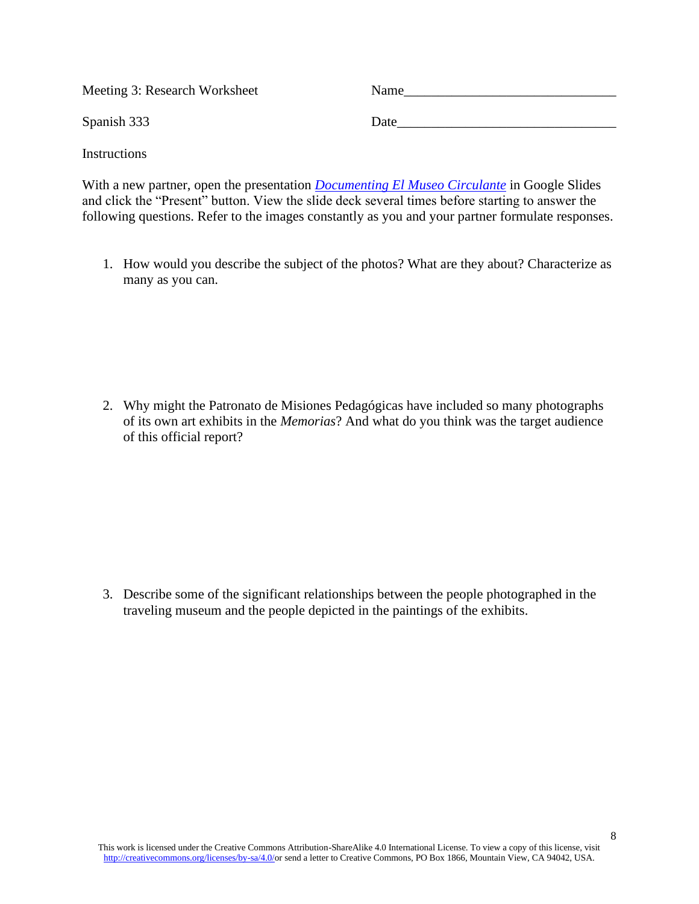Meeting 3: Research Worksheet

Name________________________________

Spanish 333

Date_________________________________

Instructions

With a new partner, open the presentation *Documenting El Museo Circulante* in Google Slides and click the "Present" button. View the slide deck several times before starting to answer the following questions. Refer to the images constantly as you and your partner formulate responses.

1. How would you describe the subject of the photos? What are they about? Characterize as many as you can.

2. Why might the Patronato de Misiones Pedagógicas have included so many photographs of its own art exhibits in the *Memorias*? And what do you think was the target audience of this official report?

3. Describe some of the significant relationships between the people photographed in the traveling museum and the people depicted in the paintings of the exhibits.

This work is licensed under the Creative Commons Attribution-ShareAlike 4.0 International License. To view a copy of this license, visit http://creativecommons.org/licenses/by-sa/4.0/or send a letter to Creative Commons, PO Box 1866, Mountain View, CA 94042, USA.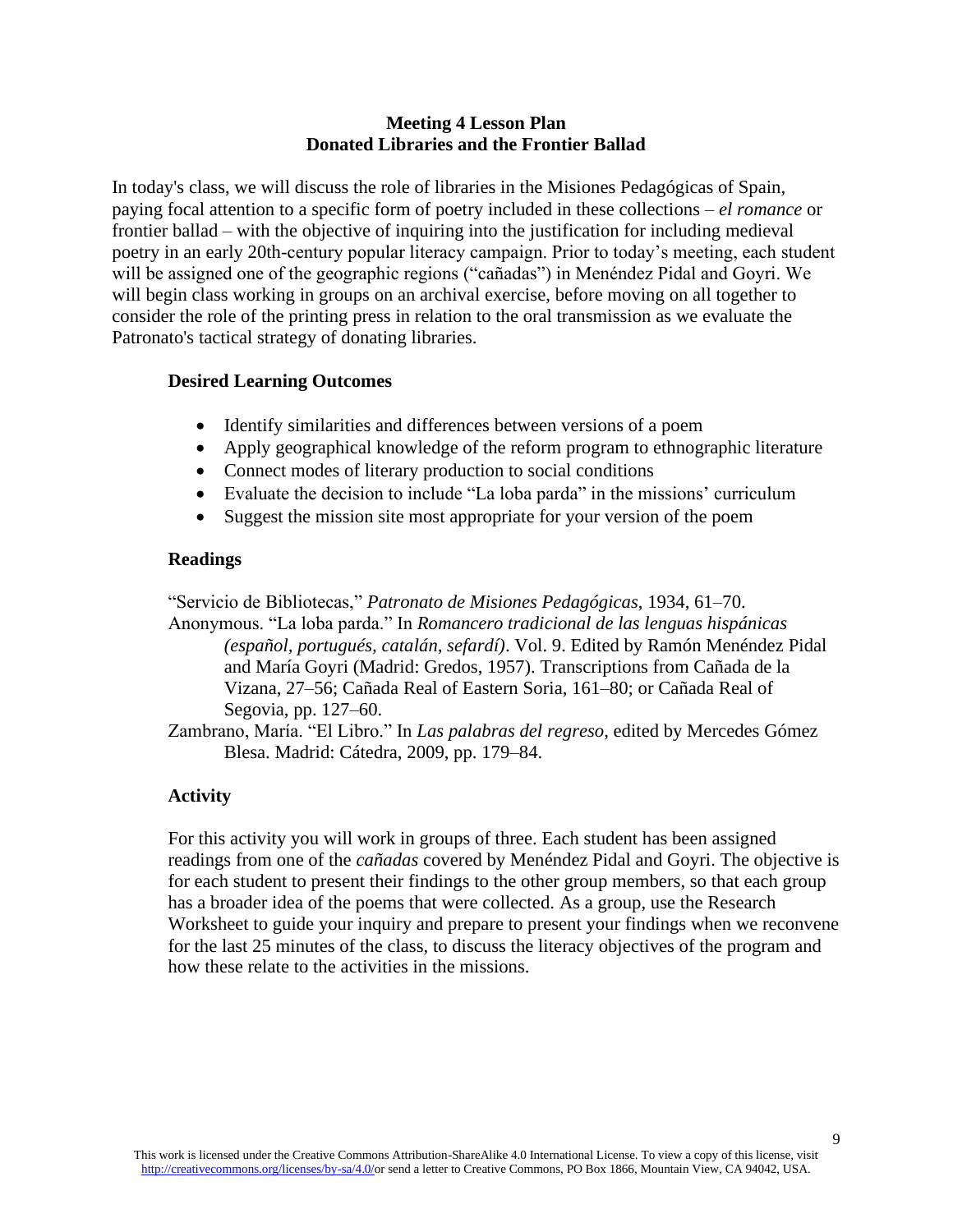## Meeting 4 Lesson Plan
## Donated Libraries and the Frontier Ballad

In today's class, we will discuss the role of libraries in the Misiones Pedagógicas of Spain, paying focal attention to a specific form of poetry included in these collections – *el romance* or frontier ballad – with the objective of inquiring into the justification for including medieval poetry in an early 20th-century popular literacy campaign. Prior to today's meeting, each student will be assigned one of the geographic regions ("cañadas") in Menéndez Pidal and Goyri. We will begin class working in groups on an archival exercise, before moving on all together to consider the role of the printing press in relation to the oral transmission as we evaluate the Patronato's tactical strategy of donating libraries.

### Desired Learning Outcomes

- Identify similarities and differences between versions of a poem
- Apply geographical knowledge of the reform program to ethnographic literature
- Connect modes of literary production to social conditions
- Evaluate the decision to include "La loba parda" in the missions' curriculum
- Suggest the mission site most appropriate for your version of the poem

### Readings

"Servicio de Bibliotecas," *Patronato de Misiones Pedagógicas*, 1934, 61–70.

Anonymous. "La loba parda." In *Romancero tradicional de las lenguas hispánicas (español, portugués, catalán, sefardí)*. Vol. 9. Edited by Ramón Menéndez Pidal and María Goyri (Madrid: Gredos, 1957). Transcriptions from Cañada de la Vizana, 27–56; Cañada Real of Eastern Soria, 161–80; or Cañada Real of Segovia, pp. 127–60.

Zambrano, María. "El Libro." In *Las palabras del regreso*, edited by Mercedes Gómez Blesa. Madrid: Cátedra, 2009, pp. 179–84.

### Activity

For this activity you will work in groups of three. Each student has been assigned readings from one of the *cañadas* covered by Menéndez Pidal and Goyri. The objective is for each student to present their findings to the other group members, so that each group has a broader idea of the poems that were collected. As a group, use the Research Worksheet to guide your inquiry and prepare to present your findings when we reconvene for the last 25 minutes of the class, to discuss the literacy objectives of the program and how these relate to the activities in the missions.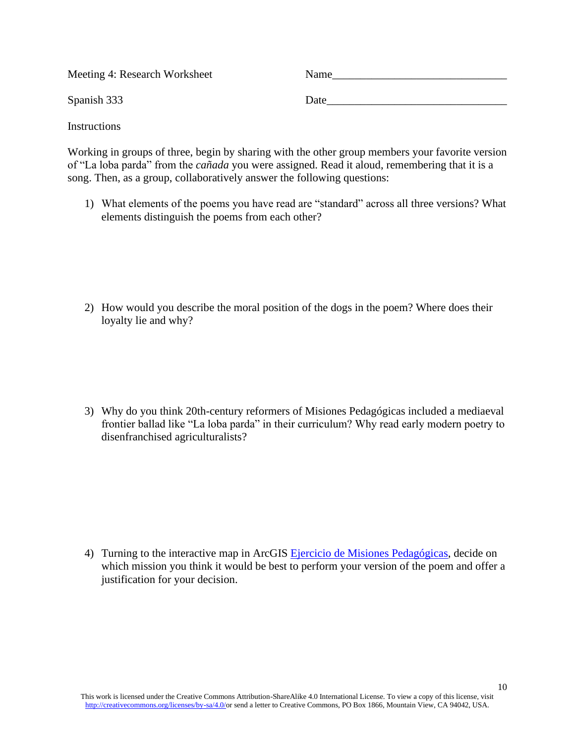Meeting 4: Research Worksheet

Name_______________________________

Spanish 333

Date________________________________

Instructions

Working in groups of three, begin by sharing with the other group members your favorite version of "La loba parda" from the *cañada* you were assigned. Read it aloud, remembering that it is a song. Then, as a group, collaboratively answer the following questions:

1) What elements of the poems you have read are "standard" across all three versions? What elements distinguish the poems from each other?

2) How would you describe the moral position of the dogs in the poem? Where does their loyalty lie and why?

3) Why do you think 20th-century reformers of Misiones Pedagógicas included a mediaeval frontier ballad like "La loba parda" in their curriculum? Why read early modern poetry to disenfranchised agriculturalists?

4) Turning to the interactive map in ArcGIS [Ejercicio de Misiones Pedagógicas], decide on which mission you think it would be best to perform your version of the poem and offer a justification for your decision.

This work is licensed under the Creative Commons Attribution-ShareAlike 4.0 International License. To view a copy of this license, visit http://creativecommons.org/licenses/by-sa/4.0/or send a letter to Creative Commons, PO Box 1866, Mountain View, CA 94042, USA.